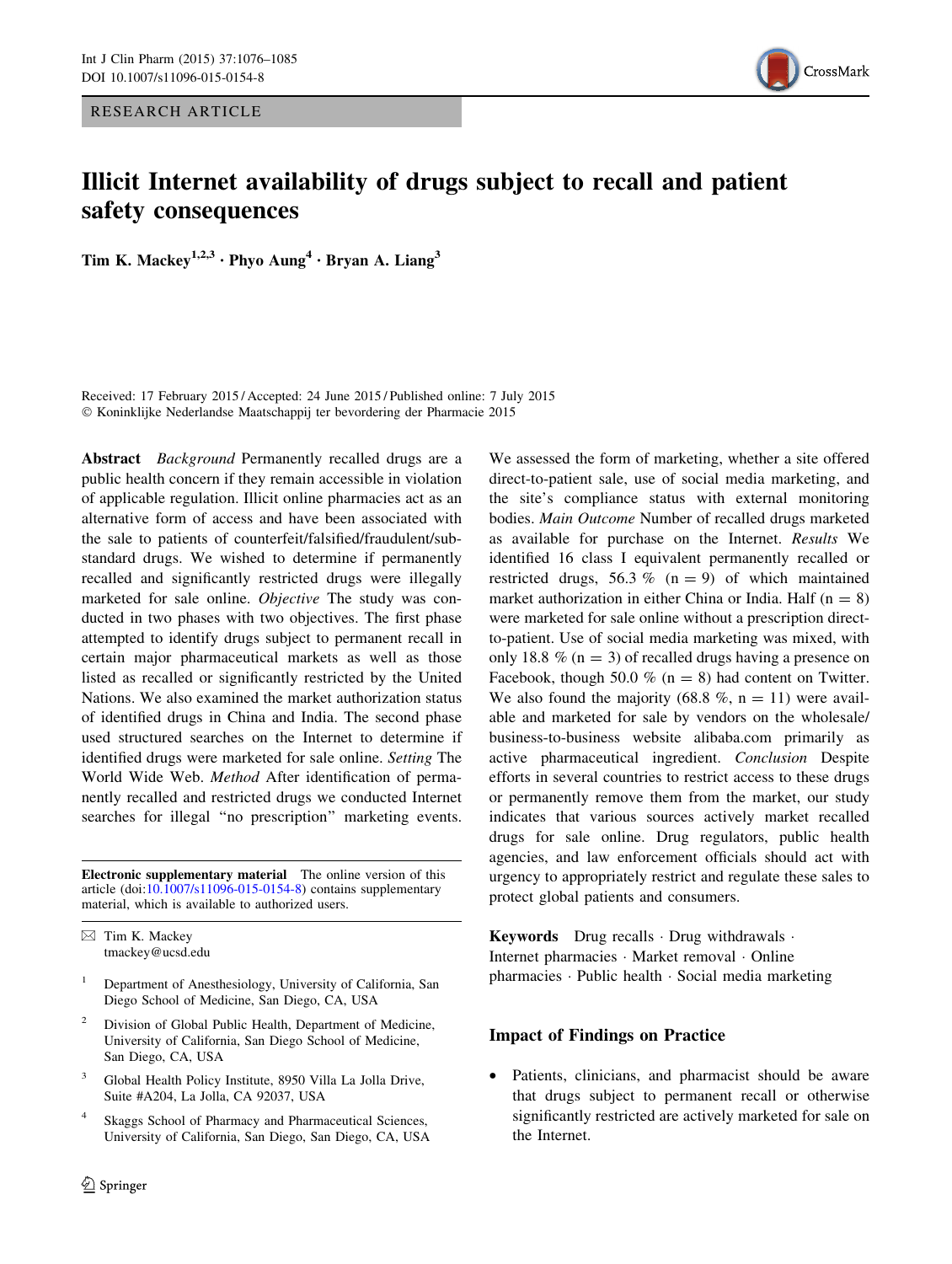RESEARCH ARTICLE

# Illicit Internet availability of drugs subject to recall and patient safety consequences

**Tim K. Mackey**[1,2,3] · **Phyo Aung**[4] · **Bryan A. Liang**[3]

Received: 17 February 2015 / Accepted: 24 June 2015 / Published online: 7 July 2015
© Koninklijke Nederlandse Maatschappij ter bevordering der Pharmacie 2015

**Abstract** *Background* Permanently recalled drugs are a public health concern if they remain accessible in violation of applicable regulation. Illicit online pharmacies act as an alternative form of access and have been associated with the sale to patients of counterfeit/falsified/fraudulent/substandard drugs. We wished to determine if permanently recalled and significantly restricted drugs were illegally marketed for sale online. *Objective* The study was conducted in two phases with two objectives. The first phase attempted to identify drugs subject to permanent recall in certain major pharmaceutical markets as well as those listed as recalled or significantly restricted by the United Nations. We also examined the market authorization status of identified drugs in China and India. The second phase used structured searches on the Internet to determine if identified drugs were marketed for sale online. *Setting* The World Wide Web. *Method* After identification of permanently recalled and restricted drugs we conducted Internet searches for illegal "no prescription" marketing events. We assessed the form of marketing, whether a site offered direct-to-patient sale, use of social media marketing, and the site's compliance status with external monitoring bodies. *Main Outcome* Number of recalled drugs marketed as available for purchase on the Internet. *Results* We identified 16 class I equivalent permanently recalled or restricted drugs, 56.3 % (n = 9) of which maintained market authorization in either China or India. Half (n = 8) were marketed for sale online without a prescription direct-to-patient. Use of social media marketing was mixed, with only 18.8 % (n = 3) of recalled drugs having a presence on Facebook, though 50.0 % (n = 8) had content on Twitter. We also found the majority (68.8 %, n = 11) were available and marketed for sale by vendors on the wholesale/business-to-business website alibaba.com primarily as active pharmaceutical ingredient. *Conclusion* Despite efforts in several countries to restrict access to these drugs or permanently remove them from the market, our study indicates that various sources actively market recalled drugs for sale online. Drug regulators, public health agencies, and law enforcement officials should act with urgency to appropriately restrict and regulate these sales to protect global patients and consumers.

**Keywords** Drug recalls · Drug withdrawals · Internet pharmacies · Market removal · Online pharmacies · Public health · Social media marketing

**Electronic supplementary material** The online version of this article (doi:10.1007/s11096-015-0154-8) contains supplementary material, which is available to authorized users.

✉ Tim K. Mackey
tmackey@ucsd.edu

[1] Department of Anesthesiology, University of California, San Diego School of Medicine, San Diego, CA, USA

[2] Division of Global Public Health, Department of Medicine, University of California, San Diego School of Medicine, San Diego, CA, USA

[3] Global Health Policy Institute, 8950 Villa La Jolla Drive, Suite #A204, La Jolla, CA 92037, USA

[4] Skaggs School of Pharmacy and Pharmaceutical Sciences, University of California, San Diego, San Diego, CA, USA

## Impact of Findings on Practice

- Patients, clinicians, and pharmacist should be aware that drugs subject to permanent recall or otherwise significantly restricted are actively marketed for sale on the Internet.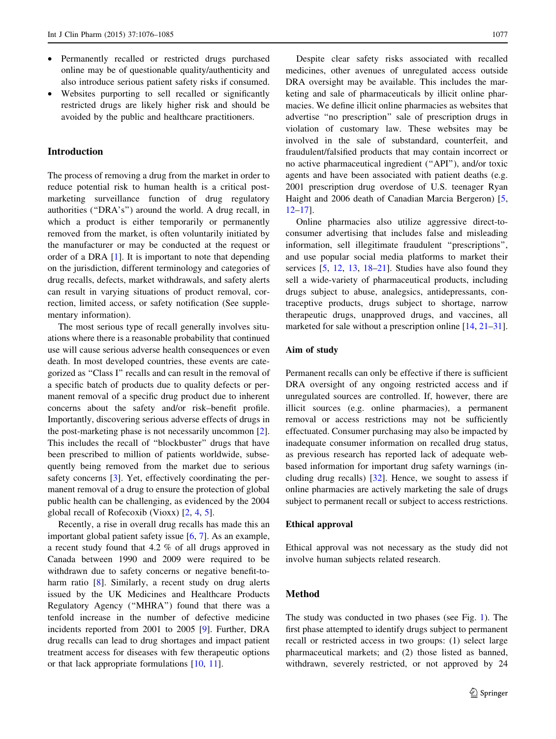- Permanently recalled or restricted drugs purchased online may be of questionable quality/authenticity and also introduce serious patient safety risks if consumed.
- Websites purporting to sell recalled or significantly restricted drugs are likely higher risk and should be avoided by the public and healthcare practitioners.

## Introduction

The process of removing a drug from the market in order to reduce potential risk to human health is a critical post-marketing surveillance function of drug regulatory authorities ("DRA's") around the world. A drug recall, in which a product is either temporarily or permanently removed from the market, is often voluntarily initiated by the manufacturer or may be conducted at the request or order of a DRA [1]. It is important to note that depending on the jurisdiction, different terminology and categories of drug recalls, defects, market withdrawals, and safety alerts can result in varying situations of product removal, correction, limited access, or safety notification (See supplementary information).

The most serious type of recall generally involves situations where there is a reasonable probability that continued use will cause serious adverse health consequences or even death. In most developed countries, these events are categorized as "Class I" recalls and can result in the removal of a specific batch of products due to quality defects or permanent removal of a specific drug product due to inherent concerns about the safety and/or risk–benefit profile. Importantly, discovering serious adverse effects of drugs in the post-marketing phase is not necessarily uncommon [2]. This includes the recall of "blockbuster" drugs that have been prescribed to million of patients worldwide, subsequently being removed from the market due to serious safety concerns [3]. Yet, effectively coordinating the permanent removal of a drug to ensure the protection of global public health can be challenging, as evidenced by the 2004 global recall of Rofecoxib (Vioxx) [2, 4, 5].

Recently, a rise in overall drug recalls has made this an important global patient safety issue [6, 7]. As an example, a recent study found that 4.2 % of all drugs approved in Canada between 1990 and 2009 were required to be withdrawn due to safety concerns or negative benefit-to-harm ratio [8]. Similarly, a recent study on drug alerts issued by the UK Medicines and Healthcare Products Regulatory Agency ("MHRA") found that there was a tenfold increase in the number of defective medicine incidents reported from 2001 to 2005 [9]. Further, DRA drug recalls can lead to drug shortages and impact patient treatment access for diseases with few therapeutic options or that lack appropriate formulations [10, 11].

Despite clear safety risks associated with recalled medicines, other avenues of unregulated access outside DRA oversight may be available. This includes the marketing and sale of pharmaceuticals by illicit online pharmacies. We define illicit online pharmacies as websites that advertise "no prescription" sale of prescription drugs in violation of customary law. These websites may be involved in the sale of substandard, counterfeit, and fraudulent/falsified products that may contain incorrect or no active pharmaceutical ingredient ("API"), and/or toxic agents and have been associated with patient deaths (e.g. 2001 prescription drug overdose of U.S. teenager Ryan Haight and 2006 death of Canadian Marcia Bergeron) [5, 12–17].

Online pharmacies also utilize aggressive direct-to-consumer advertising that includes false and misleading information, sell illegitimate fraudulent "prescriptions", and use popular social media platforms to market their services [5, 12, 13, 18–21]. Studies have also found they sell a wide-variety of pharmaceutical products, including drugs subject to abuse, analgesics, antidepressants, contraceptive products, drugs subject to shortage, narrow therapeutic drugs, unapproved drugs, and vaccines, all marketed for sale without a prescription online [14, 21–31].

### Aim of study

Permanent recalls can only be effective if there is sufficient DRA oversight of any ongoing restricted access and if unregulated sources are controlled. If, however, there are illicit sources (e.g. online pharmacies), a permanent removal or access restrictions may not be sufficiently effectuated. Consumer purchasing may also be impacted by inadequate consumer information on recalled drug status, as previous research has reported lack of adequate web-based information for important drug safety warnings (including drug recalls) [32]. Hence, we sought to assess if online pharmacies are actively marketing the sale of drugs subject to permanent recall or subject to access restrictions.

### Ethical approval

Ethical approval was not necessary as the study did not involve human subjects related research.

## Method

The study was conducted in two phases (see Fig. 1). The first phase attempted to identify drugs subject to permanent recall or restricted access in two groups: (1) select large pharmaceutical markets; and (2) those listed as banned, withdrawn, severely restricted, or not approved by 24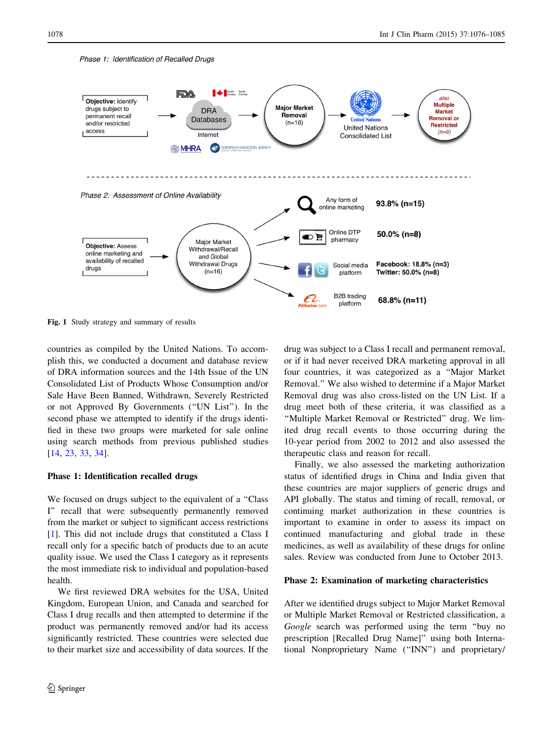Fig. 1 Study strategy and summary of results

countries as compiled by the United Nations. To accomplish this, we conducted a document and database review of DRA information sources and the 14th Issue of the UN Consolidated List of Products Whose Consumption and/or Sale Have Been Banned, Withdrawn, Severely Restricted or not Approved By Governments ("UN List"). In the second phase we attempted to identify if the drugs identified in these two groups were marketed for sale online using search methods from previous published studies [14, 23, 33, 34].

### Phase 1: Identification recalled drugs

We focused on drugs subject to the equivalent of a "Class I" recall that were subsequently permanently removed from the market or subject to significant access restrictions [1]. This did not include drugs that constituted a Class I recall only for a specific batch of products due to an acute quality issue. We used the Class I category as it represents the most immediate risk to individual and population-based health.

We first reviewed DRA websites for the USA, United Kingdom, European Union, and Canada and searched for Class I drug recalls and then attempted to determine if the product was permanently removed and/or had its access significantly restricted. These countries were selected due to their market size and accessibility of data sources. If the drug was subject to a Class I recall and permanent removal, or if it had never received DRA marketing approval in all four countries, it was categorized as a "Major Market Removal." We also wished to determine if a Major Market Removal drug was also cross-listed on the UN List. If a drug meet both of these criteria, it was classified as a "Multiple Market Removal or Restricted" drug. We limited drug recall events to those occurring during the 10-year period from 2002 to 2012 and also assessed the therapeutic class and reason for recall.

Finally, we also assessed the marketing authorization status of identified drugs in China and India given that these countries are major suppliers of generic drugs and API globally. The status and timing of recall, removal, or continuing market authorization in these countries is important to examine in order to assess its impact on continued manufacturing and global trade in these medicines, as well as availability of these drugs for online sales. Review was conducted from June to October 2013.

### Phase 2: Examination of marketing characteristics

After we identified drugs subject to Major Market Removal or Multiple Market Removal or Restricted classification, a *Google* search was performed using the term "buy no prescription [Recalled Drug Name]" using both International Nonproprietary Name ("INN") and proprietary/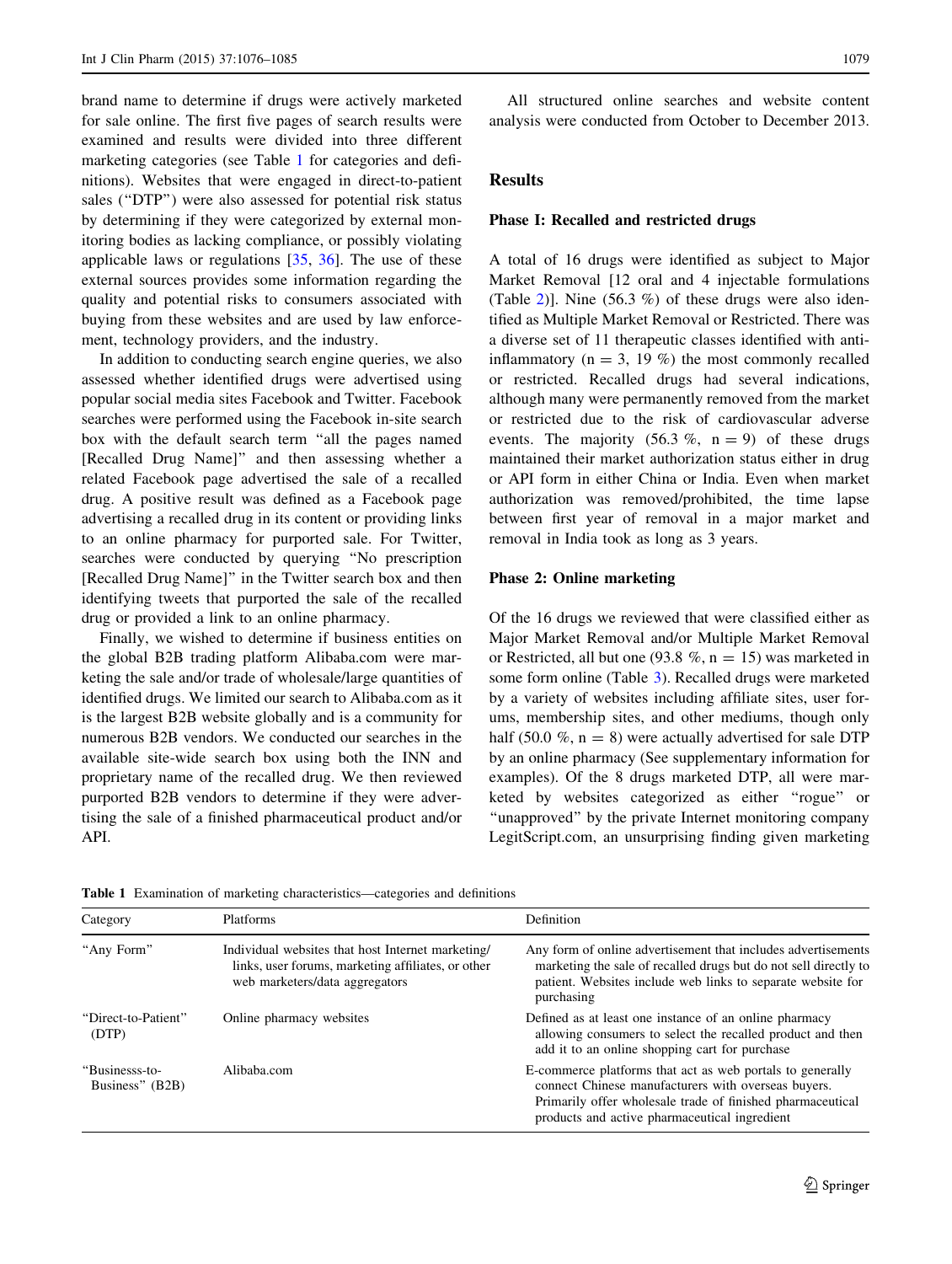brand name to determine if drugs were actively marketed for sale online. The first five pages of search results were examined and results were divided into three different marketing categories (see Table 1 for categories and definitions). Websites that were engaged in direct-to-patient sales ("DTP") were also assessed for potential risk status by determining if they were categorized by external monitoring bodies as lacking compliance, or possibly violating applicable laws or regulations [35, 36]. The use of these external sources provides some information regarding the quality and potential risks to consumers associated with buying from these websites and are used by law enforcement, technology providers, and the industry.

In addition to conducting search engine queries, we also assessed whether identified drugs were advertised using popular social media sites Facebook and Twitter. Facebook searches were performed using the Facebook in-site search box with the default search term "all the pages named [Recalled Drug Name]" and then assessing whether a related Facebook page advertised the sale of a recalled drug. A positive result was defined as a Facebook page advertising a recalled drug in its content or providing links to an online pharmacy for purported sale. For Twitter, searches were conducted by querying "No prescription [Recalled Drug Name]" in the Twitter search box and then identifying tweets that purported the sale of the recalled drug or provided a link to an online pharmacy.

Finally, we wished to determine if business entities on the global B2B trading platform Alibaba.com were marketing the sale and/or trade of wholesale/large quantities of identified drugs. We limited our search to Alibaba.com as it is the largest B2B website globally and is a community for numerous B2B vendors. We conducted our searches in the available site-wide search box using both the INN and proprietary name of the recalled drug. We then reviewed purported B2B vendors to determine if they were advertising the sale of a finished pharmaceutical product and/or API.

All structured online searches and website content analysis were conducted from October to December 2013.

## Results

### Phase I: Recalled and restricted drugs

A total of 16 drugs were identified as subject to Major Market Removal [12 oral and 4 injectable formulations (Table 2)]. Nine (56.3 %) of these drugs were also identified as Multiple Market Removal or Restricted. There was a diverse set of 11 therapeutic classes identified with anti-inflammatory (n = 3, 19 %) the most commonly recalled or restricted. Recalled drugs had several indications, although many were permanently removed from the market or restricted due to the risk of cardiovascular adverse events. The majority (56.3 %, n = 9) of these drugs maintained their market authorization status either in drug or API form in either China or India. Even when market authorization was removed/prohibited, the time lapse between first year of removal in a major market and removal in India took as long as 3 years.

### Phase 2: Online marketing

Of the 16 drugs we reviewed that were classified either as Major Market Removal and/or Multiple Market Removal or Restricted, all but one (93.8 %, n = 15) was marketed in some form online (Table 3). Recalled drugs were marketed by a variety of websites including affiliate sites, user forums, membership sites, and other mediums, though only half (50.0 %, n = 8) were actually advertised for sale DTP by an online pharmacy (See supplementary information for examples). Of the 8 drugs marketed DTP, all were marketed by websites categorized as either "rogue" or "unapproved" by the private Internet monitoring company LegitScript.com, an unsurprising finding given marketing

**Table 1** Examination of marketing characteristics—categories and definitions

| Category | Platforms | Definition |
|---|---|---|
| "Any Form" | Individual websites that host Internet marketing/links, user forums, marketing affiliates, or other web marketers/data aggregators | Any form of online advertisement that includes advertisements marketing the sale of recalled drugs but do not sell directly to patient. Websites include web links to separate website for purchasing |
| "Direct-to-Patient" (DTP) | Online pharmacy websites | Defined as at least one instance of an online pharmacy allowing consumers to select the recalled product and then add it to an online shopping cart for purchase |
| "Businesss-to-Business" (B2B) | Alibaba.com | E-commerce platforms that act as web portals to generally connect Chinese manufacturers with overseas buyers. Primarily offer wholesale trade of finished pharmaceutical products and active pharmaceutical ingredient |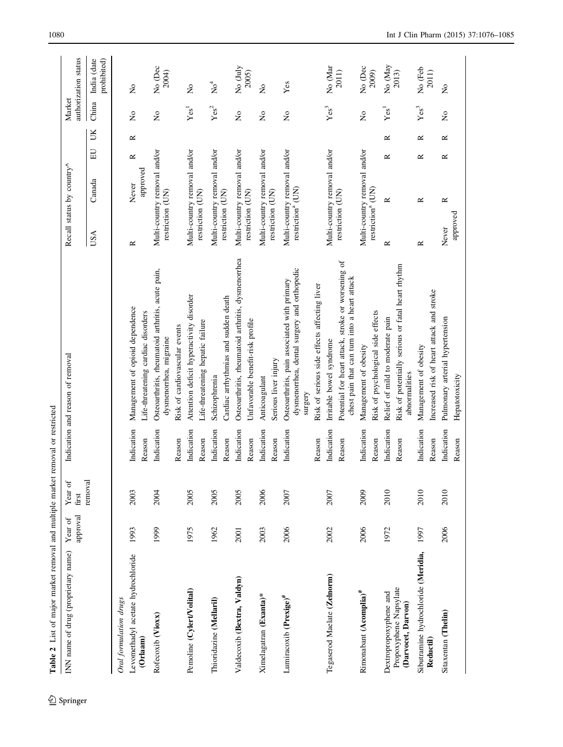**Table 2** List of major market removal and multiple market removal or restricted

| INN name of drug (proprietary name) | Year of approval | Year of first removal | | Indication and reason of removal | Recall status by country^ | | | | Market authorization status | |
|---|---|---|---|---|---|---|---|---|---|---|
| | | | | | USA | Canada | EU | UK | China | India (date prohibited) |
| *Oral formulation drugs* | | | | | | | | | | |
| Levomethadyl acetate hydrochloride **(Orlaam)** | 1993 | 2003 | Indication | Management of opioid dependence | R | Never approved | R | R | No | No |
| | | | Reason | Life-threatening cardiac disorders | | | | | | |
| Rofecoxib **(Vioxx)** | 1999 | 2004 | Indication | Osteoarthritis, rheumatoid arthritis, acute pain, dysmenorrhea, migraine | Multi-country removal and/or restriction (UN) | | | | No | No (Dec 2004) |
| | | | Reason | Risk of cardiovascular events | | | | | | |
| Pemoline **(Cylert/Volital)** | 1975 | 2005 | Indication | Attention deficit hyperactivity disorder | Multi-country removal and/or restriction (UN) | | | | Yes[1] | No |
| | | | Reason | Life-threatening hepatic failure | | | | | | |
| Thioridazine **(Mellaril)** | 1962 | 2005 | Indication | Schizophrenia | Multi-country removal and/or restriction (UN) | | | | Yes[2] | No[4] |
| | | | Reason | Cardiac arrhythmias and sudden death | | | | | | |
| Valdecoxib **(Bextra, Valdyn)** | 2001 | 2005 | Indication | Osteoarthritis, rheumatoid arthritis, dysmenorrhea | Multi-country removal and/or restriction (UN) | | | | No | No (July 2005) |
| | | | Reason | Unfavorable benefit-risk profile | | | | | | |
| Ximelagatran **(Exanta)*** | 2003 | 2006 | Indication | Anticoagulant | Multi-country removal and/or restriction (UN) | | | | No | No |
| | | | Reason | Serious liver injury | | | | | | |
| Lumiracoxib **(Prexige)**[#] | 2006 | 2007 | Indication | Osteoarthritis, pain associated with primary dysmenorrhea, dental surgery and orthopedic surgery | Multi-country removal and/or restriction[a] (UN) | | | | No | Yes |
| | | | Reason | Risk of serious side effects affecting liver | | | | | | |
| Tegaserod Maelate **(Zelnorm)** | 2002 | 2007 | Indication | Irritable bowel syndrome | Multi-country removal and/or restriction (UN) | | | | Yes[3] | No (Mar 2011) |
| | | | Reason | Potential for heart attack, stroke or worsening of chest pain that can turn into a heart attack | | | | | | |
| Rimonabant **(Acomplia)**[#] | 2006 | 2009 | Indication | Management of obesity | Multi-country removal and/or restriction[a] (UN) | | | | No | No (Dec 2009) |
| | | | Reason | Risk of psychological side effects | | | | | | |
| Dextropropoxyphene and Propoxyphene Napsylate **(Darvocet, Darvon)** | 1972 | 2010 | Indication | Relief of mild to moderate pain | R | R | R | R | Yes[1] | No (May 2013) |
| | | | Reason | Risk of potentially serious or fatal heart rhythm abnormalities | | | | | | |
| Sibutramine hydrochloride **(Meridia, Reductil)** | 1997 | 2010 | Indication | Management of obesity | R | R | R | R | Yes[3] | No (Feb 2011) |
| | | | Reason | Increased risk of heart attack and stroke | | | | | | |
| Sitaxentan **(Thelin)** | 2006 | 2010 | Indication | Pulmonary arterial hypertension | Never approved | R | R | R | No | No |
| | | | Reason | Hepatotoxicity | | | | | | |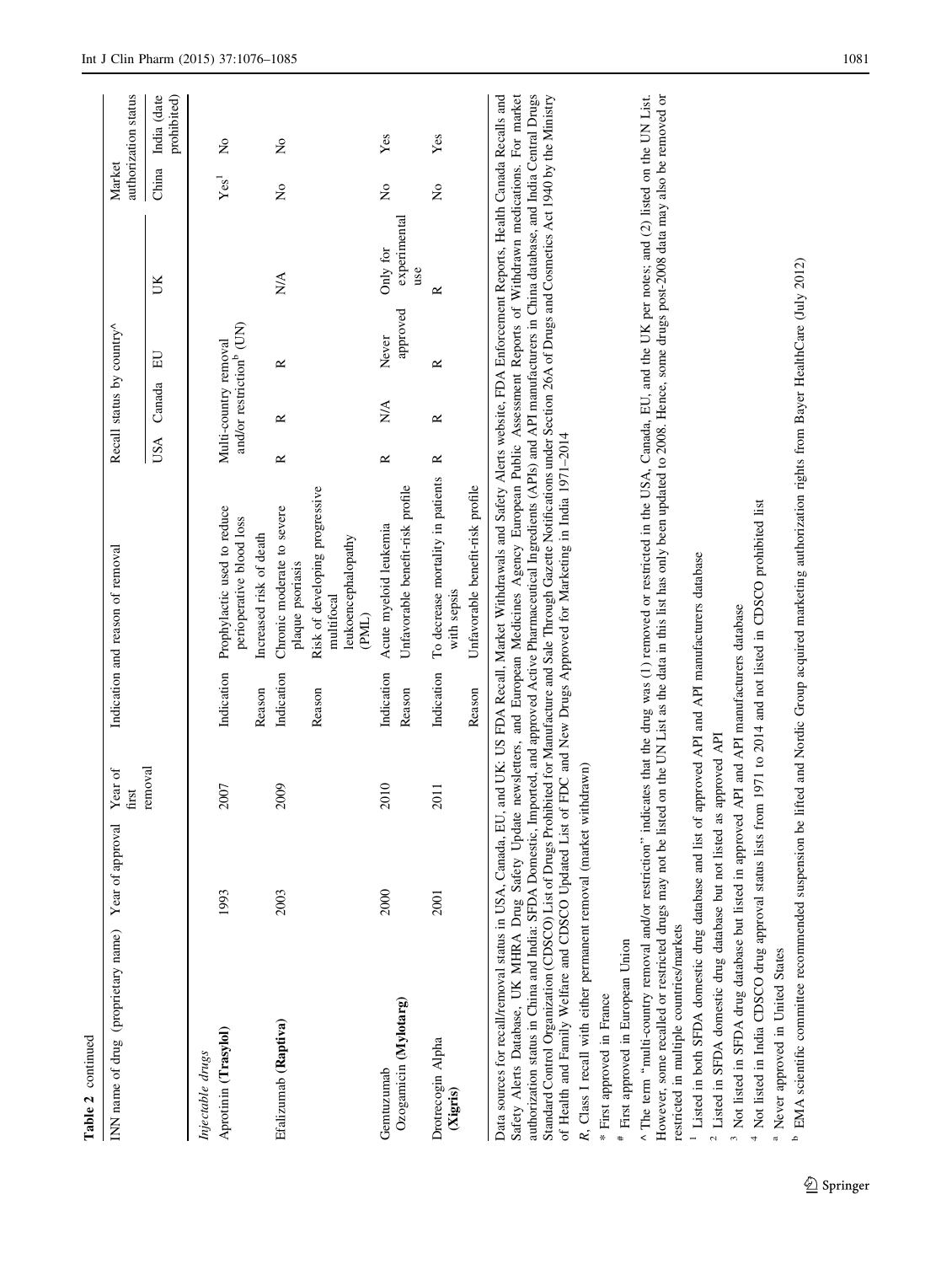Table 2 continued

| INN name of drug (proprietary name) | Year of approval | Year of first removal | Indication and reason of removal | | Recall status by country^ | | | | Market authorization status | |
|---|---|---|---|---|---|---|---|---|---|---|
| | | | | | USA | Canada | EU | UK | China | India (date prohibited) |
| *Injectable drugs* | | | | | | | | | | |
| Aprotinin (**Trasylol**) | 1993 | 2007 | Indication | Prophylactic used to reduce perioperative blood loss | Multi-country removal and/or restriction[b] (UN) | | | | Yes[1] | No |
| | | | Reason | Increased risk of death | | | | | | |
| Efalizumab (**Raptiva**) | 2003 | 2009 | Indication | Chronic moderate to severe plaque psoriasis | R | R | R | N/A | No | No |
| | | | Reason | Risk of developing progressive multifocal leukoencephalopathy (PML) | | | | | | |
| Gemtuzumab Ozogamicin (**Mylotarg**) | 2000 | 2010 | Indication | Acute myeloid leukemia | R | N/A | Never approved | Only for experimental use | No | Yes |
| | | | Reason | Unfavorable benefit-risk profile | | | | | | |
| Drotrecogin Alpha (**Xigris**) | 2001 | 2011 | Indication | To decrease mortality in patients with sepsis | R | R | R | R | No | Yes |
| | | | Reason | Unfavorable benefit-risk profile | | | | | | |

Data sources for recall/removal status in USA, Canada, EU, and UK: US FDA Recall, Market Withdrawals and Safety Alerts website, FDA Enforcement Reports, Health Canada Recalls and Safety Alerts Database, UK MHRA Drug Safety Update newsletters, and European Medicines Agency European Public Assessment Reports of Withdrawn medications. For market authorization status in China and India: SFDA Domestic, Imported, and approved Active Pharmaceutical Ingredients (APIs) and API manufacturers in China database, and India Central Drugs Standard Control Organization (CDSCO) List of Drugs Prohibited for Manufacture and Sale Through Gazette Notifications under Section 26A of Drugs and Cosmetics Act 1940 by the Ministry of Health and Family Welfare and CDSCO Updated List of FDC and New Drugs Approved for Marketing in India 1971–2014

*R*, Class I recall with either permanent removal (market withdrawn)

\* First approved in France

\# First approved in European Union

^ The term "multi-country removal and/or restriction" indicates that the drug was (1) removed or restricted in the USA, Canada, EU, and the UK per notes; and (2) listed on the UN List. However, some recalled or restricted drugs may not be listed on the UN List as the data in this list has only been updated to 2008. Hence, some drugs post-2008 data may also be removed or restricted in multiple countries/markets

[1] Listed in both SFDA domestic drug database and list of approved API and API manufacturers database

[2] Listed in SFDA domestic drug database but not listed as approved API

[3] Not listed in SFDA drug database but listed in approved API and API manufacturers database

[4] Not listed in India CDSCO drug approval status lists from 1971 to 2014 and not listed in CDSCO prohibited list

[a] Never approved in United States

[b] EMA scientific committee recommended suspension be lifted and Nordic Group acquired marketing authorization rights from Bayer HealthCare (July 2012)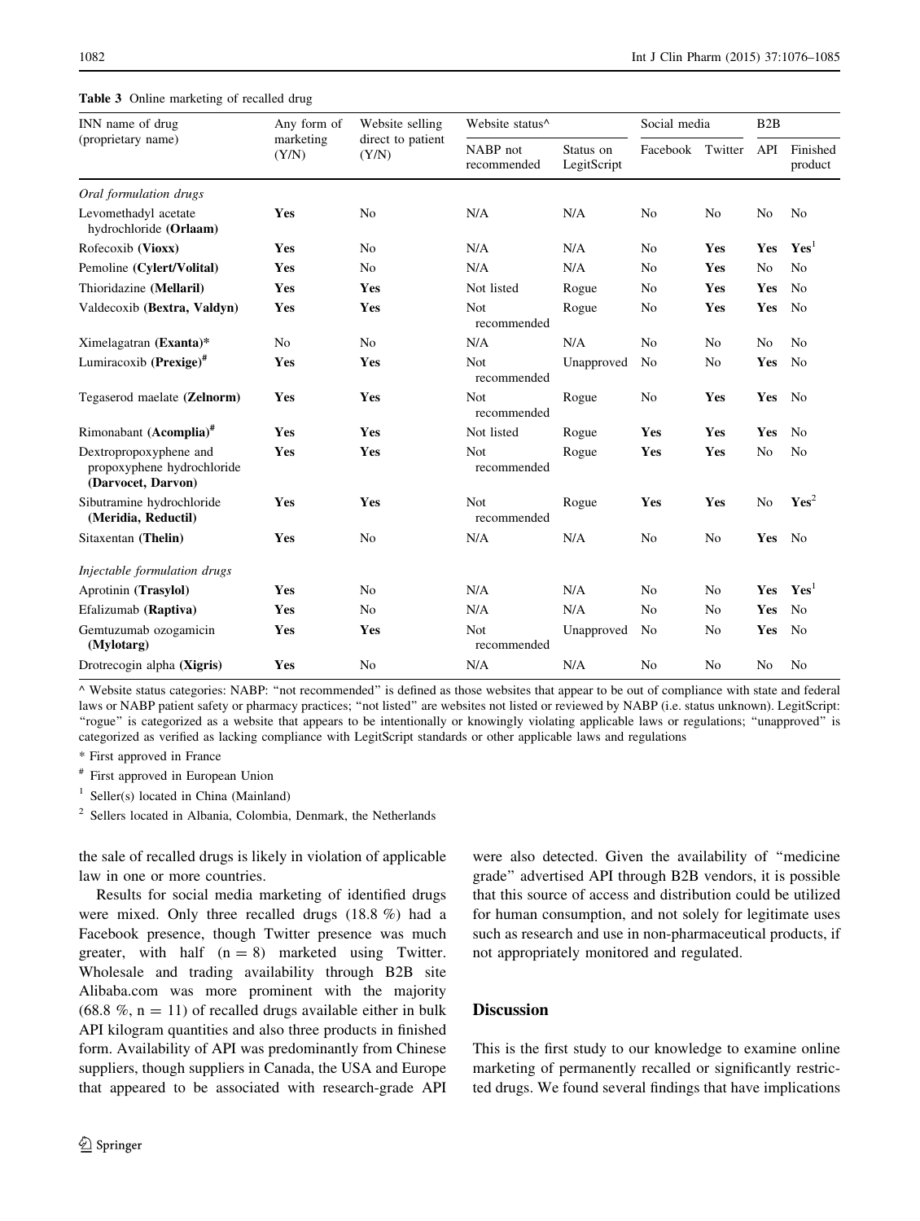**Table 3** Online marketing of recalled drug

| INN name of drug (proprietary name) | Any form of marketing (Y/N) | Website selling direct to patient (Y/N) | Website status^ | | Social media | | B2B | |
|---|---|---|---|---|---|---|---|---|
| | | | NABP not recommended | Status on LegitScript | Facebook | Twitter | API | Finished product |
| *Oral formulation drugs* | | | | | | | | |
| Levomethadyl acetate hydrochloride **(Orlaam)** | **Yes** | No | N/A | N/A | No | No | No | No |
| Rofecoxib **(Vioxx)** | **Yes** | No | N/A | N/A | No | **Yes** | **Yes** | **Yes**[1] |
| Pemoline **(Cylert/Volital)** | **Yes** | No | N/A | N/A | No | **Yes** | No | No |
| Thioridazine **(Mellaril)** | **Yes** | **Yes** | Not listed | Rogue | No | **Yes** | **Yes** | No |
| Valdecoxib **(Bextra, Valdyn)** | **Yes** | **Yes** | Not recommended | Rogue | No | **Yes** | **Yes** | No |
| Ximelagatran **(Exanta)*** | No | No | N/A | N/A | No | No | No | No |
| Lumiracoxib **(Prexige)**# | **Yes** | **Yes** | Not recommended | Unapproved | No | No | **Yes** | No |
| Tegaserod maelate **(Zelnorm)** | **Yes** | **Yes** | Not recommended | Rogue | No | **Yes** | **Yes** | No |
| Rimonabant **(Acomplia)**# | **Yes** | **Yes** | Not listed | Rogue | **Yes** | **Yes** | **Yes** | No |
| Dextropropoxyphene and propoxyphene hydrochloride **(Darvocet, Darvon)** | **Yes** | **Yes** | Not recommended | Rogue | **Yes** | **Yes** | No | No |
| Sibutramine hydrochloride **(Meridia, Reductil)** | **Yes** | **Yes** | Not recommended | Rogue | **Yes** | **Yes** | No | **Yes**[2] |
| Sitaxentan **(Thelin)** | **Yes** | No | N/A | N/A | No | No | **Yes** | No |
| *Injectable formulation drugs* | | | | | | | | |
| Aprotinin **(Trasylol)** | **Yes** | No | N/A | N/A | No | No | **Yes** | **Yes**[1] |
| Efalizumab **(Raptiva)** | **Yes** | No | N/A | N/A | No | No | **Yes** | No |
| Gemtuzumab ozogamicin **(Mylotarg)** | **Yes** | **Yes** | Not recommended | Unapproved | No | No | **Yes** | No |
| Drotrecogin alpha **(Xigris)** | **Yes** | No | N/A | N/A | No | No | No | No |

^ Website status categories: NABP: "not recommended" is defined as those websites that appear to be out of compliance with state and federal laws or NABP patient safety or pharmacy practices; "not listed" are websites not listed or reviewed by NABP (i.e. status unknown). LegitScript: "rogue" is categorized as a website that appears to be intentionally or knowingly violating applicable laws or regulations; "unapproved" is categorized as verified as lacking compliance with LegitScript standards or other applicable laws and regulations

* First approved in France

# First approved in European Union

[1] Seller(s) located in China (Mainland)

[2] Sellers located in Albania, Colombia, Denmark, the Netherlands

the sale of recalled drugs is likely in violation of applicable law in one or more countries.

Results for social media marketing of identified drugs were mixed. Only three recalled drugs (18.8 %) had a Facebook presence, though Twitter presence was much greater, with half (n = 8) marketed using Twitter. Wholesale and trading availability through B2B site Alibaba.com was more prominent with the majority (68.8 %, n = 11) of recalled drugs available either in bulk API kilogram quantities and also three products in finished form. Availability of API was predominantly from Chinese suppliers, though suppliers in Canada, the USA and Europe that appeared to be associated with research-grade API were also detected. Given the availability of "medicine grade" advertised API through B2B vendors, it is possible that this source of access and distribution could be utilized for human consumption, and not solely for legitimate uses such as research and use in non-pharmaceutical products, if not appropriately monitored and regulated.

## Discussion

This is the first study to our knowledge to examine online marketing of permanently recalled or significantly restricted drugs. We found several findings that have implications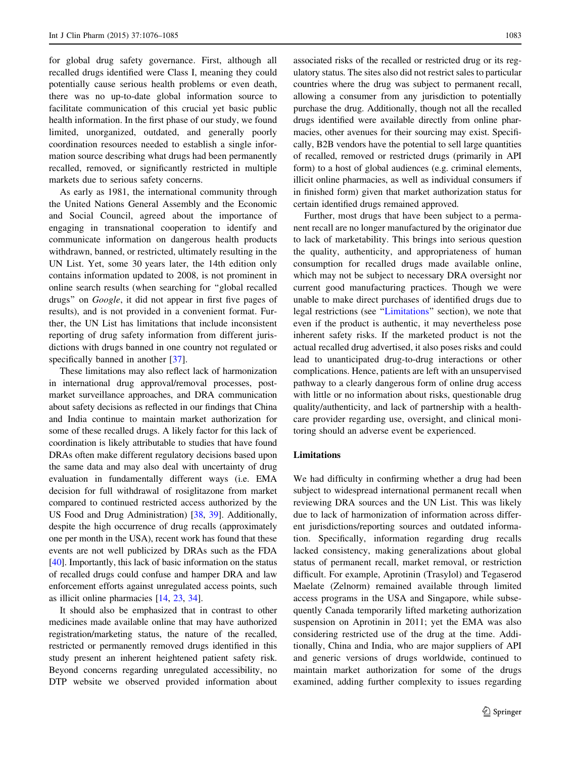for global drug safety governance. First, although all recalled drugs identified were Class I, meaning they could potentially cause serious health problems or even death, there was no up-to-date global information source to facilitate communication of this crucial yet basic public health information. In the first phase of our study, we found limited, unorganized, outdated, and generally poorly coordination resources needed to establish a single information source describing what drugs had been permanently recalled, removed, or significantly restricted in multiple markets due to serious safety concerns.

As early as 1981, the international community through the United Nations General Assembly and the Economic and Social Council, agreed about the importance of engaging in transnational cooperation to identify and communicate information on dangerous health products withdrawn, banned, or restricted, ultimately resulting in the UN List. Yet, some 30 years later, the 14th edition only contains information updated to 2008, is not prominent in online search results (when searching for "global recalled drugs" on *Google*, it did not appear in first five pages of results), and is not provided in a convenient format. Further, the UN List has limitations that include inconsistent reporting of drug safety information from different jurisdictions with drugs banned in one country not regulated or specifically banned in another [37].

These limitations may also reflect lack of harmonization in international drug approval/removal processes, post-market surveillance approaches, and DRA communication about safety decisions as reflected in our findings that China and India continue to maintain market authorization for some of these recalled drugs. A likely factor for this lack of coordination is likely attributable to studies that have found DRAs often make different regulatory decisions based upon the same data and may also deal with uncertainty of drug evaluation in fundamentally different ways (i.e. EMA decision for full withdrawal of rosiglitazone from market compared to continued restricted access authorized by the US Food and Drug Administration) [38, 39]. Additionally, despite the high occurrence of drug recalls (approximately one per month in the USA), recent work has found that these events are not well publicized by DRAs such as the FDA [40]. Importantly, this lack of basic information on the status of recalled drugs could confuse and hamper DRA and law enforcement efforts against unregulated access points, such as illicit online pharmacies [14, 23, 34].

It should also be emphasized that in contrast to other medicines made available online that may have authorized registration/marketing status, the nature of the recalled, restricted or permanently removed drugs identified in this study present an inherent heightened patient safety risk. Beyond concerns regarding unregulated accessibility, no DTP website we observed provided information about associated risks of the recalled or restricted drug or its regulatory status. The sites also did not restrict sales to particular countries where the drug was subject to permanent recall, allowing a consumer from any jurisdiction to potentially purchase the drug. Additionally, though not all the recalled drugs identified were available directly from online pharmacies, other avenues for their sourcing may exist. Specifically, B2B vendors have the potential to sell large quantities of recalled, removed or restricted drugs (primarily in API form) to a host of global audiences (e.g. criminal elements, illicit online pharmacies, as well as individual consumers if in finished form) given that market authorization status for certain identified drugs remained approved.

Further, most drugs that have been subject to a permanent recall are no longer manufactured by the originator due to lack of marketability. This brings into serious question the quality, authenticity, and appropriateness of human consumption for recalled drugs made available online, which may not be subject to necessary DRA oversight nor current good manufacturing practices. Though we were unable to make direct purchases of identified drugs due to legal restrictions (see "Limitations" section), we note that even if the product is authentic, it may nevertheless pose inherent safety risks. If the marketed product is not the actual recalled drug advertised, it also poses risks and could lead to unanticipated drug-to-drug interactions or other complications. Hence, patients are left with an unsupervised pathway to a clearly dangerous form of online drug access with little or no information about risks, questionable drug quality/authenticity, and lack of partnership with a healthcare provider regarding use, oversight, and clinical monitoring should an adverse event be experienced.

## Limitations

We had difficulty in confirming whether a drug had been subject to widespread international permanent recall when reviewing DRA sources and the UN List. This was likely due to lack of harmonization of information across different jurisdictions/reporting sources and outdated information. Specifically, information regarding drug recalls lacked consistency, making generalizations about global status of permanent recall, market removal, or restriction difficult. For example, Aprotinin (Trasylol) and Tegaserod Maelate (Zelnorm) remained available through limited access programs in the USA and Singapore, while subsequently Canada temporarily lifted marketing authorization suspension on Aprotinin in 2011; yet the EMA was also considering restricted use of the drug at the time. Additionally, China and India, who are major suppliers of API and generic versions of drugs worldwide, continued to maintain market authorization for some of the drugs examined, adding further complexity to issues regarding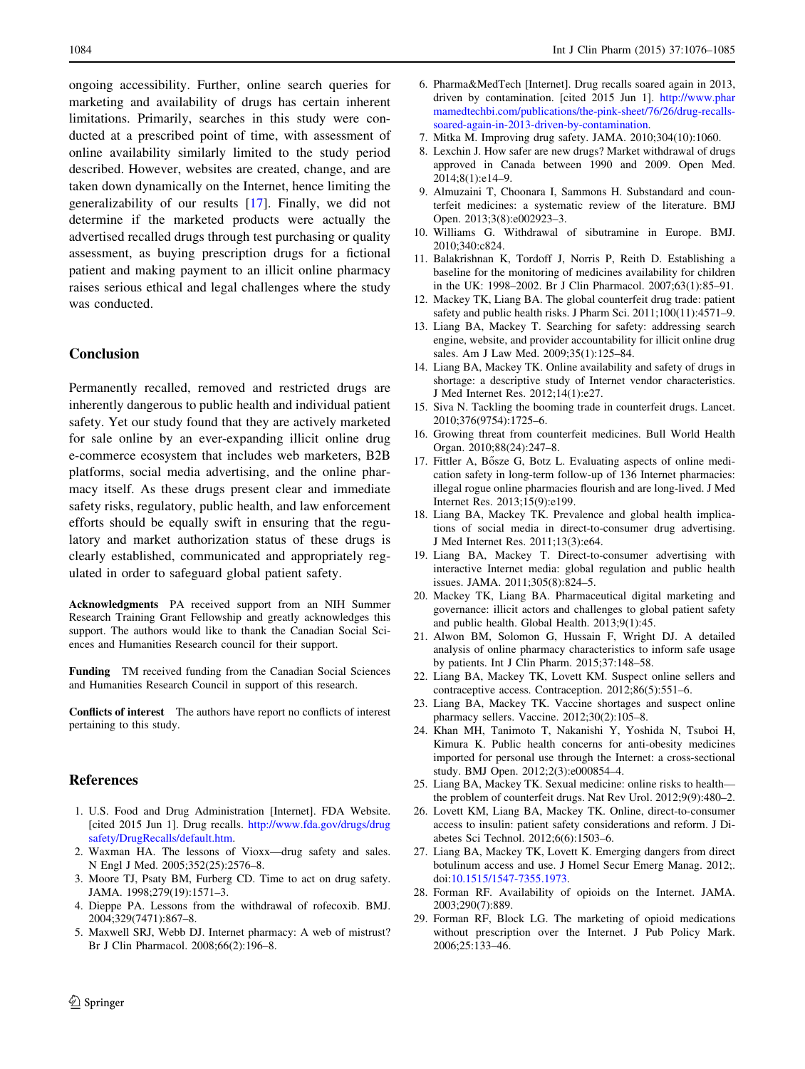ongoing accessibility. Further, online search queries for marketing and availability of drugs has certain inherent limitations. Primarily, searches in this study were conducted at a prescribed point of time, with assessment of online availability similarly limited to the study period described. However, websites are created, change, and are taken down dynamically on the Internet, hence limiting the generalizability of our results [17]. Finally, we did not determine if the marketed products were actually the advertised recalled drugs through test purchasing or quality assessment, as buying prescription drugs for a fictional patient and making payment to an illicit online pharmacy raises serious ethical and legal challenges where the study was conducted.

## Conclusion

Permanently recalled, removed and restricted drugs are inherently dangerous to public health and individual patient safety. Yet our study found that they are actively marketed for sale online by an ever-expanding illicit online drug e-commerce ecosystem that includes web marketers, B2B platforms, social media advertising, and the online pharmacy itself. As these drugs present clear and immediate safety risks, regulatory, public health, and law enforcement efforts should be equally swift in ensuring that the regulatory and market authorization status of these drugs is clearly established, communicated and appropriately regulated in order to safeguard global patient safety.

**Acknowledgments** PA received support from an NIH Summer Research Training Grant Fellowship and greatly acknowledges this support. The authors would like to thank the Canadian Social Sciences and Humanities Research council for their support.

**Funding** TM received funding from the Canadian Social Sciences and Humanities Research Council in support of this research.

**Conflicts of interest** The authors have report no conflicts of interest pertaining to this study.

## References

1. U.S. Food and Drug Administration [Internet]. FDA Website. [cited 2015 Jun 1]. Drug recalls. http://www.fda.gov/drugs/drugsafety/DrugRecalls/default.htm.
2. Waxman HA. The lessons of Vioxx—drug safety and sales. N Engl J Med. 2005;352(25):2576–8.
3. Moore TJ, Psaty BM, Furberg CD. Time to act on drug safety. JAMA. 1998;279(19):1571–3.
4. Dieppe PA. Lessons from the withdrawal of rofecoxib. BMJ. 2004;329(7471):867–8.
5. Maxwell SRJ, Webb DJ. Internet pharmacy: A web of mistrust? Br J Clin Pharmacol. 2008;66(2):196–8.
6. Pharma&MedTech [Internet]. Drug recalls soared again in 2013, driven by contamination. [cited 2015 Jun 1]. http://www.pharmamedtechbi.com/publications/the-pink-sheet/76/26/drug-recalls-soared-again-in-2013-driven-by-contamination.
7. Mitka M. Improving drug safety. JAMA. 2010;304(10):1060.
8. Lexchin J. How safer are new drugs? Market withdrawal of drugs approved in Canada between 1990 and 2009. Open Med. 2014;8(1):e14–9.
9. Almuzaini T, Choonara I, Sammons H. Substandard and counterfeit medicines: a systematic review of the literature. BMJ Open. 2013;3(8):e002923–3.
10. Williams G. Withdrawal of sibutramine in Europe. BMJ. 2010;340:c824.
11. Balakrishnan K, Tordoff J, Norris P, Reith D. Establishing a baseline for the monitoring of medicines availability for children in the UK: 1998–2002. Br J Clin Pharmacol. 2007;63(1):85–91.
12. Mackey TK, Liang BA. The global counterfeit drug trade: patient safety and public health risks. J Pharm Sci. 2011;100(11):4571–9.
13. Liang BA, Mackey T. Searching for safety: addressing search engine, website, and provider accountability for illicit online drug sales. Am J Law Med. 2009;35(1):125–84.
14. Liang BA, Mackey TK. Online availability and safety of drugs in shortage: a descriptive study of Internet vendor characteristics. J Med Internet Res. 2012;14(1):e27.
15. Siva N. Tackling the booming trade in counterfeit drugs. Lancet. 2010;376(9754):1725–6.
16. Growing threat from counterfeit medicines. Bull World Health Organ. 2010;88(24):247–8.
17. Fittler A, Bősze G, Botz L. Evaluating aspects of online medication safety in long-term follow-up of 136 Internet pharmacies: illegal rogue online pharmacies flourish and are long-lived. J Med Internet Res. 2013;15(9):e199.
18. Liang BA, Mackey TK. Prevalence and global health implications of social media in direct-to-consumer drug advertising. J Med Internet Res. 2011;13(3):e64.
19. Liang BA, Mackey T. Direct-to-consumer advertising with interactive Internet media: global regulation and public health issues. JAMA. 2011;305(8):824–5.
20. Mackey TK, Liang BA. Pharmaceutical digital marketing and governance: illicit actors and challenges to global patient safety and public health. Global Health. 2013;9(1):45.
21. Alwon BM, Solomon G, Hussain F, Wright DJ. A detailed analysis of online pharmacy characteristics to inform safe usage by patients. Int J Clin Pharm. 2015;37:148–58.
22. Liang BA, Mackey TK, Lovett KM. Suspect online sellers and contraceptive access. Contraception. 2012;86(5):551–6.
23. Liang BA, Mackey TK. Vaccine shortages and suspect online pharmacy sellers. Vaccine. 2012;30(2):105–8.
24. Khan MH, Tanimoto T, Nakanishi Y, Yoshida N, Tsuboi H, Kimura K. Public health concerns for anti-obesity medicines imported for personal use through the Internet: a cross-sectional study. BMJ Open. 2012;2(3):e000854–4.
25. Liang BA, Mackey TK. Sexual medicine: online risks to health—the problem of counterfeit drugs. Nat Rev Urol. 2012;9(9):480–2.
26. Lovett KM, Liang BA, Mackey TK. Online, direct-to-consumer access to insulin: patient safety considerations and reform. J Diabetes Sci Technol. 2012;6(6):1503–6.
27. Liang BA, Mackey TK, Lovett K. Emerging dangers from direct botulinum access and use. J Homel Secur Emerg Manag. 2012;. doi:10.1515/1547-7355.1973.
28. Forman RF. Availability of opioids on the Internet. JAMA. 2003;290(7):889.
29. Forman RF, Block LG. The marketing of opioid medications without prescription over the Internet. J Pub Policy Mark. 2006;25:133–46.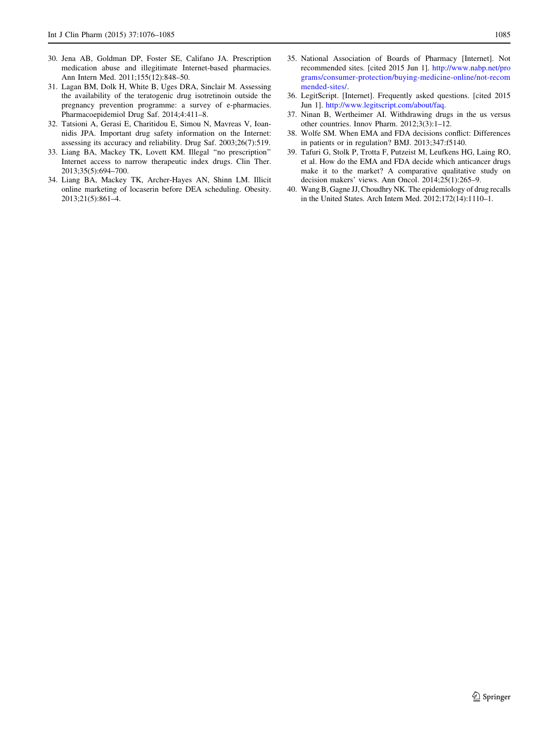30. Jena AB, Goldman DP, Foster SE, Califano JA. Prescription medication abuse and illegitimate Internet-based pharmacies. Ann Intern Med. 2011;155(12):848–50.
31. Lagan BM, Dolk H, White B, Uges DRA, Sinclair M. Assessing the availability of the teratogenic drug isotretinoin outside the pregnancy prevention programme: a survey of e-pharmacies. Pharmacoepidemiol Drug Saf. 2014;4:411–8.
32. Tatsioni A, Gerasi E, Charitidou E, Simou N, Mavreas V, Ioannidis JPA. Important drug safety information on the Internet: assessing its accuracy and reliability. Drug Saf. 2003;26(7):519.
33. Liang BA, Mackey TK, Lovett KM. Illegal "no prescription" Internet access to narrow therapeutic index drugs. Clin Ther. 2013;35(5):694–700.
34. Liang BA, Mackey TK, Archer-Hayes AN, Shinn LM. Illicit online marketing of locaserin before DEA scheduling. Obesity. 2013;21(5):861–4.
35. National Association of Boards of Pharmacy [Internet]. Not recommended sites. [cited 2015 Jun 1]. http://www.nabp.net/programs/consumer-protection/buying-medicine-online/not-recommended-sites/.
36. LegitScript. [Internet]. Frequently asked questions. [cited 2015 Jun 1]. http://www.legitscript.com/about/faq.
37. Ninan B, Wertheimer AI. Withdrawing drugs in the us versus other countries. Innov Pharm. 2012;3(3):1–12.
38. Wolfe SM. When EMA and FDA decisions conflict: Differences in patients or in regulation? BMJ. 2013;347:f5140.
39. Tafuri G, Stolk P, Trotta F, Putzeist M, Leufkens HG, Laing RO, et al. How do the EMA and FDA decide which anticancer drugs make it to the market? A comparative qualitative study on decision makers' views. Ann Oncol. 2014;25(1):265–9.
40. Wang B, Gagne JJ, Choudhry NK. The epidemiology of drug recalls in the United States. Arch Intern Med. 2012;172(14):1110–1.